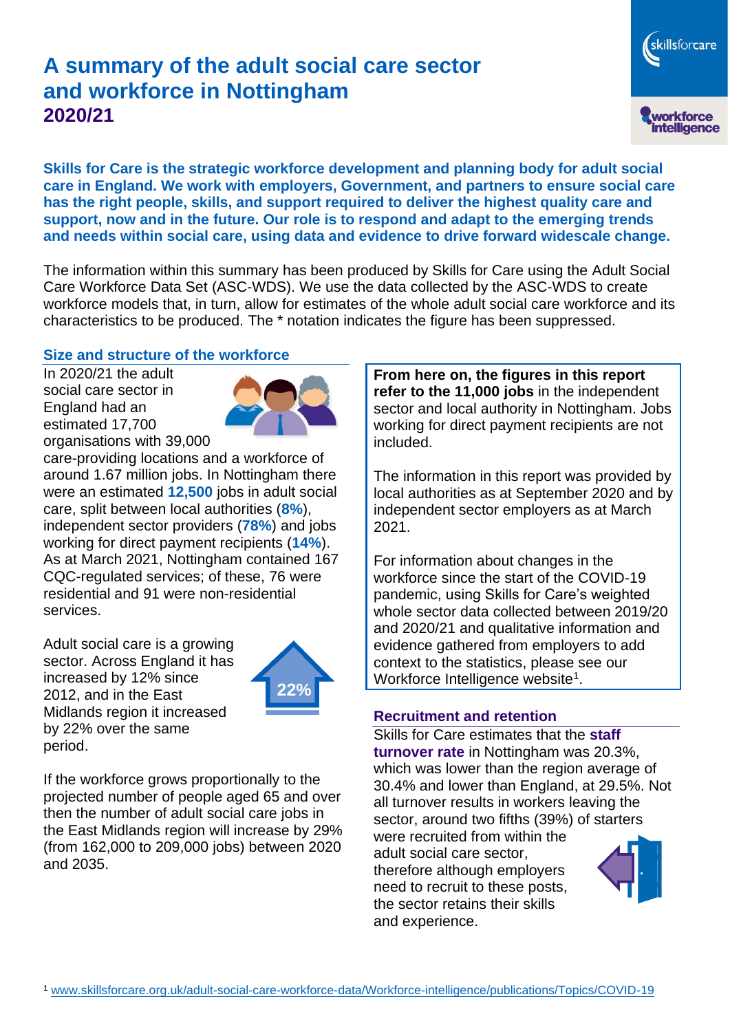# A summary of the adult social care sector and workforce in Nottingham 2020/21

**Skills for Care is the strategic workforce development and planning body for adult social care in England. We work with employers, Government, and partners to ensure social care has the right people, skills, and support required to deliver the highest quality care and support, now and in the future. Our role is to respond and adapt to the emerging trends and needs within social care, using data and evidence to drive forward widescale change.**

The information within this summary has been produced by Skills for Care using the Adult Social Care Workforce Data Set (ASC-WDS). We use the data collected by the ASC-WDS to create workforce models that, in turn, allow for estimates of the whole adult social care workforce and its characteristics to be produced. The * notation indicates the figure has been suppressed.

## Size and structure of the workforce

In 2020/21 the adult social care sector in England had an estimated 17,700 organisations with 39,000 care-providing locations and a workforce of around 1.67 million jobs. In Nottingham there were an estimated **12,500** jobs in adult social care, split between local authorities (**8%**), independent sector providers (**78%**) and jobs working for direct payment recipients (**14%**). As at March 2021, Nottingham contained 167 CQC-regulated services; of these, 76 were residential and 91 were non-residential services.

Adult social care is a growing sector. Across England it has increased by 12% since 2012, and in the East Midlands region it increased by 22% over the same period.

22%

If the workforce grows proportionally to the projected number of people aged 65 and over then the number of adult social care jobs in the East Midlands region will increase by 29% (from 162,000 to 209,000 jobs) between 2020 and 2035.

**From here on, the figures in this report refer to the 11,000 jobs** in the independent sector and local authority in Nottingham. Jobs working for direct payment recipients are not included.

The information in this report was provided by local authorities as at September 2020 and by independent sector employers as at March 2021.

For information about changes in the workforce since the start of the COVID-19 pandemic, using Skills for Care's weighted whole sector data collected between 2019/20 and 2020/21 and qualitative information and evidence gathered from employers to add context to the statistics, please see our Workforce Intelligence website[1].

## Recruitment and retention

Skills for Care estimates that the **staff turnover rate** in Nottingham was 20.3%, which was lower than the region average of 30.4% and lower than England, at 29.5%. Not all turnover results in workers leaving the sector, around two fifths (39%) of starters were recruited from within the adult social care sector, therefore although employers need to recruit to these posts, the sector retains their skills and experience.

[1] www.skillsforcare.org.uk/adult-social-care-workforce-data/Workforce-intelligence/publications/Topics/COVID-19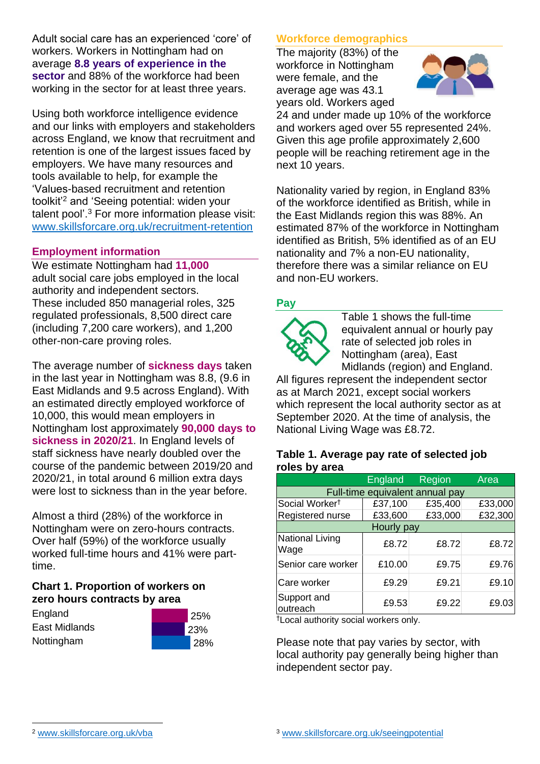Adult social care has an experienced 'core' of workers. Workers in Nottingham had on average **8.8 years of experience in the sector** and 88% of the workforce had been working in the sector for at least three years.

Using both workforce intelligence evidence and our links with employers and stakeholders across England, we know that recruitment and retention is one of the largest issues faced by employers. We have many resources and tools available to help, for example the 'Values-based recruitment and retention toolkit'[2] and 'Seeing potential: widen your talent pool'.[3] For more information please visit: www.skillsforcare.org.uk/recruitment-retention

## Employment information

We estimate Nottingham had **11,000** adult social care jobs employed in the local authority and independent sectors. These included 850 managerial roles, 325 regulated professionals, 8,500 direct care (including 7,200 care workers), and 1,200 other-non-care proving roles.

The average number of **sickness days** taken in the last year in Nottingham was 8.8, (9.6 in East Midlands and 9.5 across England). With an estimated directly employed workforce of 10,000, this would mean employers in Nottingham lost approximately **90,000 days to sickness in 2020/21**. In England levels of staff sickness have nearly doubled over the course of the pandemic between 2019/20 and 2020/21, in total around 6 million extra days were lost to sickness than in the year before.

Almost a third (28%) of the workforce in Nottingham were on zero-hours contracts. Over half (59%) of the workforce usually worked full-time hours and 41% were part-time.

### Chart 1. Proportion of workers on zero hours contracts by area

| Area | Proportion |
|---|---|
| England | 25% |
| East Midlands | 23% |
| Nottingham | 28% |

## Workforce demographics

The majority (83%) of the workforce in Nottingham were female, and the average age was 43.1 years old. Workers aged 24 and under made up 10% of the workforce and workers aged over 55 represented 24%. Given this age profile approximately 2,600 people will be reaching retirement age in the next 10 years.

Nationality varied by region, in England 83% of the workforce identified as British, while in the East Midlands region this was 88%. An estimated 87% of the workforce in Nottingham identified as British, 5% identified as of an EU nationality and 7% a non-EU nationality, therefore there was a similar reliance on EU and non-EU workers.

## Pay

Table 1 shows the full-time equivalent annual or hourly pay rate of selected job roles in Nottingham (area), East Midlands (region) and England. All figures represent the independent sector as at March 2021, except social workers which represent the local authority sector as at September 2020. At the time of analysis, the National Living Wage was £8.72.

### Table 1. Average pay rate of selected job roles by area

| | England | Region | Area |
|---|---|---|---|
| **Full-time equivalent annual pay** | | | |
| Social Worker† | £37,100 | £35,400 | £33,000 |
| Registered nurse | £33,600 | £33,000 | £32,300 |
| **Hourly pay** | | | |
| National Living Wage | £8.72 | £8.72 | £8.72 |
| Senior care worker | £10.00 | £9.75 | £9.76 |
| Care worker | £9.29 | £9.21 | £9.10 |
| Support and outreach | £9.53 | £9.22 | £9.03 |

†Local authority social workers only.

Please note that pay varies by sector, with local authority pay generally being higher than independent sector pay.

[2] www.skillsforcare.org.uk/vba

[3] www.skillsforcare.org.uk/seeingpotential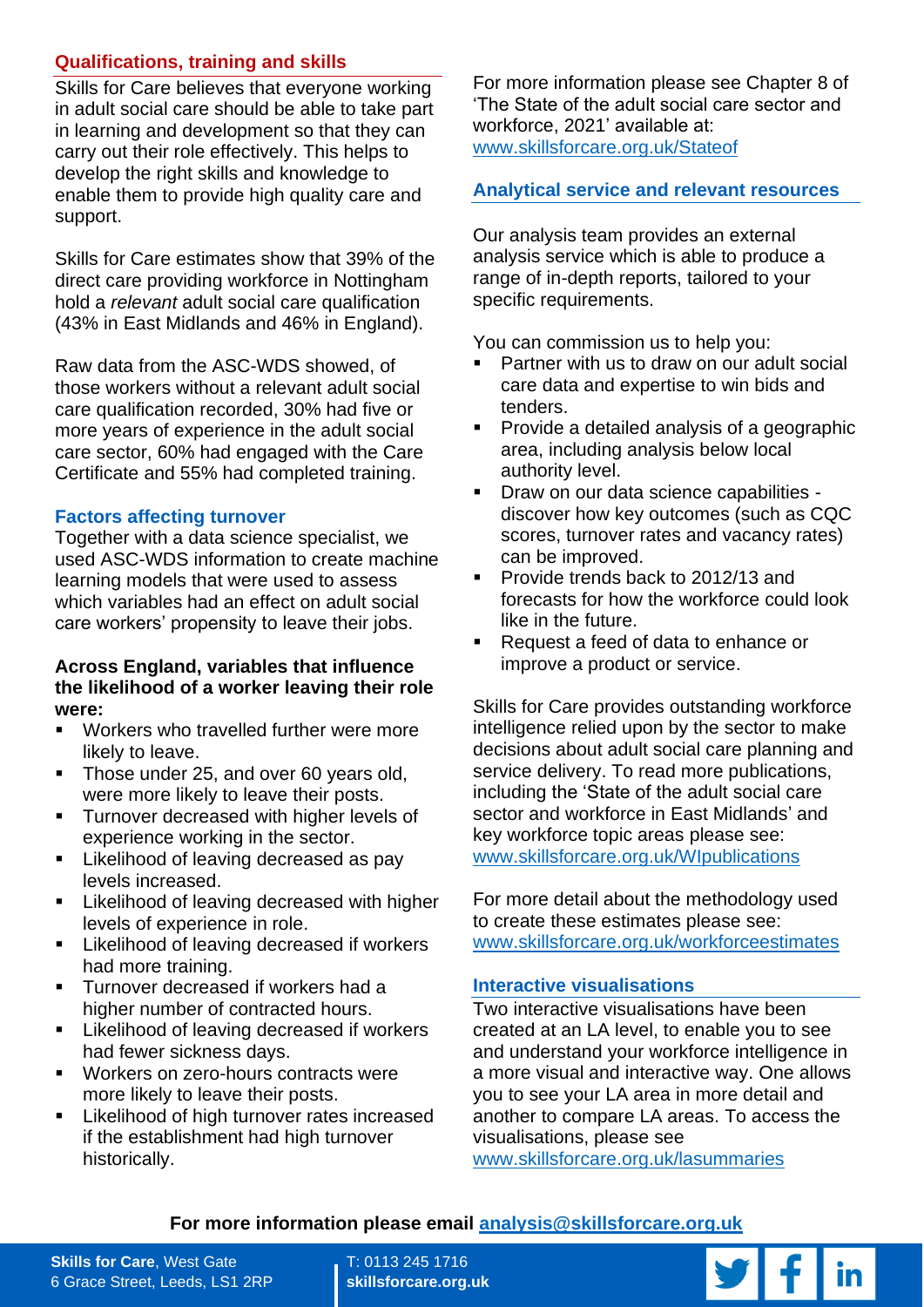## Qualifications, training and skills

Skills for Care believes that everyone working in adult social care should be able to take part in learning and development so that they can carry out their role effectively. This helps to develop the right skills and knowledge to enable them to provide high quality care and support.

Skills for Care estimates show that 39% of the direct care providing workforce in Nottingham hold a *relevant* adult social care qualification (43% in East Midlands and 46% in England).

Raw data from the ASC-WDS showed, of those workers without a relevant adult social care qualification recorded, 30% had five or more years of experience in the adult social care sector, 60% had engaged with the Care Certificate and 55% had completed training.

## Factors affecting turnover

Together with a data science specialist, we used ASC-WDS information to create machine learning models that were used to assess which variables had an effect on adult social care workers' propensity to leave their jobs.

**Across England, variables that influence the likelihood of a worker leaving their role were:**

- Workers who travelled further were more likely to leave.
- Those under 25, and over 60 years old, were more likely to leave their posts.
- Turnover decreased with higher levels of experience working in the sector.
- Likelihood of leaving decreased as pay levels increased.
- Likelihood of leaving decreased with higher levels of experience in role.
- Likelihood of leaving decreased if workers had more training.
- Turnover decreased if workers had a higher number of contracted hours.
- Likelihood of leaving decreased if workers had fewer sickness days.
- Workers on zero-hours contracts were more likely to leave their posts.
- Likelihood of high turnover rates increased if the establishment had high turnover historically.

For more information please see Chapter 8 of 'The State of the adult social care sector and workforce, 2021' available at: www.skillsforcare.org.uk/Stateof

## Analytical service and relevant resources

Our analysis team provides an external analysis service which is able to produce a range of in-depth reports, tailored to your specific requirements.

You can commission us to help you:

- Partner with us to draw on our adult social care data and expertise to win bids and tenders.
- Provide a detailed analysis of a geographic area, including analysis below local authority level.
- Draw on our data science capabilities - discover how key outcomes (such as CQC scores, turnover rates and vacancy rates) can be improved.
- Provide trends back to 2012/13 and forecasts for how the workforce could look like in the future.
- Request a feed of data to enhance or improve a product or service.

Skills for Care provides outstanding workforce intelligence relied upon by the sector to make decisions about adult social care planning and service delivery. To read more publications, including the 'State of the adult social care sector and workforce in East Midlands' and key workforce topic areas please see: www.skillsforcare.org.uk/WIpublications

For more detail about the methodology used to create these estimates please see: www.skillsforcare.org.uk/workforceestimates

## Interactive visualisations

Two interactive visualisations have been created at an LA level, to enable you to see and understand your workforce intelligence in a more visual and interactive way. One allows you to see your LA area in more detail and another to compare LA areas. To access the visualisations, please see www.skillsforcare.org.uk/lasummaries

**For more information please email analysis@skillsforcare.org.uk**

**Skills for Care**, West Gate
6 Grace Street, Leeds, LS1 2RP

T: 0113 245 1716
**skillsforcare.org.uk**